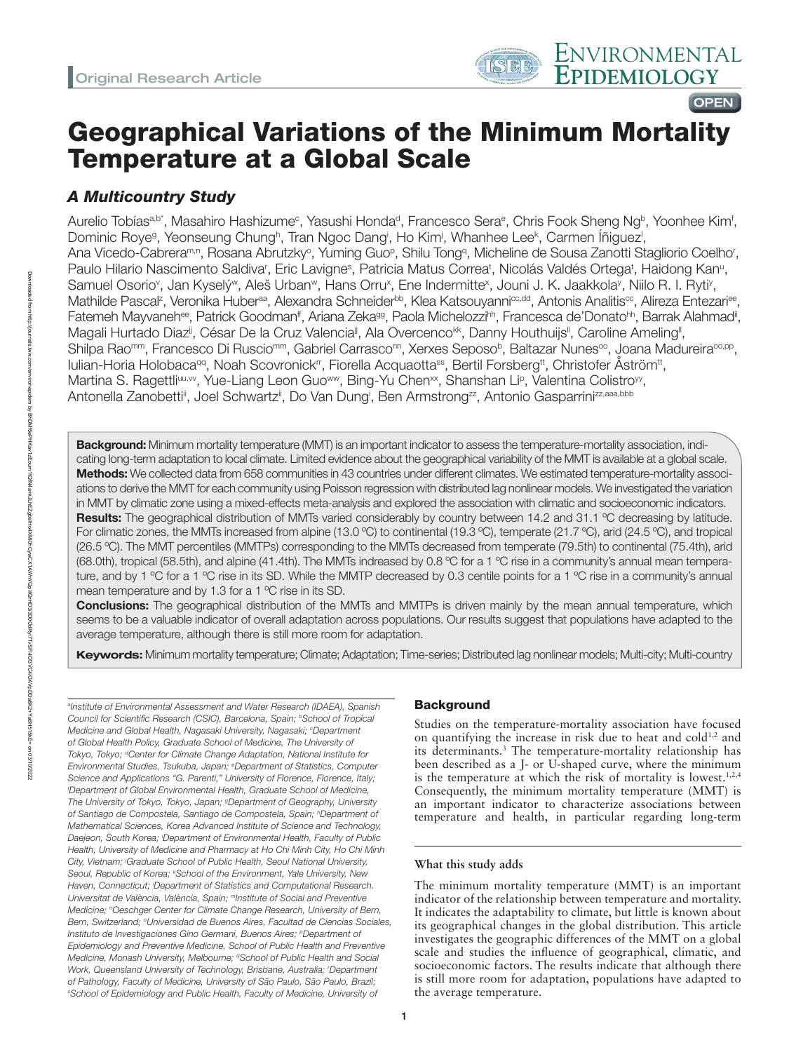Original Research Article

# Geographical Variations of the Minimum Mortality Temperature at a Global Scale

## *A Multicountry Study*

Aurelio Tobías[a,b*], Masahiro Hashizume[c], Yasushi Honda[d], Francesco Sera[e], Chris Fook Sheng Ng[b], Yoonhee Kim[f], Dominic Roye[g], Yeonseung Chung[h], Tran Ngoc Dang[i], Ho Kim[j], Whanhee Lee[k], Carmen Íñiguez[l], Ana Vicedo-Cabrera[m,n], Rosana Abrutzky[o], Yuming Guo[p], Shilu Tong[q], Micheline de Sousa Zanotti Stagliorio Coelho[r], Paulo Hilario Nascimento Saldiva[r], Eric Lavigne[s], Patricia Matus Correa[t], Nicolás Valdés Ortega[t], Haidong Kan[u], Samuel Osorio[v], Jan Kyselý[w], Aleš Urban[w], Hans Orru[x], Ene Indermitte[x], Jouni J. K. Jaakkola[y], Niilo R. I. Ryti[y], Mathilde Pascal[z], Veronika Huber[aa], Alexandra Schneider[bb], Klea Katsouyanni[cc,dd], Antonis Analitis[cc], Alireza Entezari[ee], Fatemeh Mayvaneh[ee], Patrick Goodman[ff], Ariana Zeka[gg], Paola Michelozzi[hh], Francesca de'Donato[hh], Barrak Alahmad[ii], Magali Hurtado Diaz[jj], César De la Cruz Valencia[jj], Ala Overcenco[kk], Danny Houthuijs[ll], Caroline Ameling[ll], Shilpa Rao[mm], Francesco Di Ruscio[mm], Gabriel Carrasco[nn], Xerxes Seposo[b], Baltazar Nunes[oo], Joana Madureira[oo,pp], Iulian-Horia Holobaca[qq], Noah Scovronick[rr], Fiorella Acquaotta[ss], Bertil Forsberg[tt], Christofer Åström[tt], Martina S. Ragettli[uu,vv], Yue-Liang Leon Guo[ww], Bing-Yu Chen[xx], Shanshan Li[p], Valentina Colistro[yy], Antonella Zanobetti[ii], Joel Schwartz[ii], Do Van Dung[i], Ben Armstrong[zz], Antonio Gasparrini[zz,aaa,bbb]

**Background:** Minimum mortality temperature (MMT) is an important indicator to assess the temperature-mortality association, indicating long-term adaptation to local climate. Limited evidence about the geographical variability of the MMT is available at a global scale.
**Methods:** We collected data from 658 communities in 43 countries under different climates. We estimated temperature-mortality associations to derive the MMT for each community using Poisson regression with distributed lag nonlinear models. We investigated the variation in MMT by climatic zone using a mixed-effects meta-analysis and explored the association with climatic and socioeconomic indicators.
**Results:** The geographical distribution of MMTs varied considerably by country between 14.2 and 31.1 °C decreasing by latitude. For climatic zones, the MMTs increased from alpine (13.0 °C) to continental (19.3 °C), temperate (21.7 °C), arid (24.5 °C), and tropical (26.5 °C). The MMT percentiles (MMTPs) corresponding to the MMTs decreased from temperate (79.5th) to continental (75.4th), arid (68.0th), tropical (58.5th), and alpine (41.4th). The MMTs indreased by 0.8 °C for a 1 °C rise in a community's annual mean temperature, and by 1 °C for a 1 °C rise in its SD. While the MMTP decreased by 0.3 centile points for a 1 °C rise in a community's annual mean temperature and by 1.3 for a 1 °C rise in its SD.
**Conclusions:** The geographical distribution of the MMTs and MMTPs is driven mainly by the mean annual temperature, which seems to be a valuable indicator of overall adaptation across populations. Our results suggest that populations have adapted to the average temperature, although there is still more room for adaptation.

**Keywords:** Minimum mortality temperature; Climate; Adaptation; Time-series; Distributed lag nonlinear models; Multi-city; Multi-country

*[a]Institute of Environmental Assessment and Water Research (IDAEA), Spanish Council for Scientific Research (CSIC), Barcelona, Spain; [b]School of Tropical Medicine and Global Health, Nagasaki University, Nagasaki; [c]Department of Global Health Policy, Graduate School of Medicine, The University of Tokyo, Tokyo; [d]Center for Climate Change Adaptation, National Institute for Environmental Studies, Tsukuba, Japan; [e]Department of Statistics, Computer Science and Applications "G. Parenti," University of Florence, Florence, Italy; [f]Department of Global Environmental Health, Graduate School of Medicine, The University of Tokyo, Tokyo, Japan; [g]Department of Geography, University of Santiago de Compostela, Santiago de Compostela, Spain; [h]Department of Mathematical Sciences, Korea Advanced Institute of Science and Technology, Daejeon, South Korea; [i]Department of Environmental Health, Faculty of Public Health, University of Medicine and Pharmacy at Ho Chi Minh City, Ho Chi Minh City, Vietnam; [j]Graduate School of Public Health, Seoul National University, Seoul, Republic of Korea; [k]School of the Environment, Yale University, New Haven, Connecticut; [l]Department of Statistics and Computational Research. Universitat de València, València, Spain; [m]Institute of Social and Preventive Medicine; [n]Oeschger Center for Climate Change Research, University of Bern, Bern, Switzerland; [o]Universidad de Buenos Aires, Facultad de Ciencias Sociales, Instituto de Investigaciones Gino Germani, Buenos Aires; [p]Department of Epidemiology and Preventive Medicine, School of Public Health and Preventive Medicine, Monash University, Melbourne; [q]School of Public Health and Social Work, Queensland University of Technology, Brisbane, Australia; [r]Department of Pathology, Faculty of Medicine, University of São Paulo, São Paulo, Brazil; [s]School of Epidemiology and Public Health, Faculty of Medicine, University of*

## Background

Studies on the temperature-mortality association have focused on quantifying the increase in risk due to heat and cold[1,2] and its determinants.[3] The temperature-mortality relationship has been described as a J- or U-shaped curve, where the minimum is the temperature at which the risk of mortality is lowest.[1,2,4] Consequently, the minimum mortality temperature (MMT) is an important indicator to characterize associations between temperature and health, in particular regarding long-term

### What this study adds

The minimum mortality temperature (MMT) is an important indicator of the relationship between temperature and mortality. It indicates the adaptability to climate, but little is known about its geographical changes in the global distribution. This article investigates the geographic differences of the MMT on a global scale and studies the influence of geographical, climatic, and socioeconomic factors. The results indicate that although there is still more room for adaptation, populations have adapted to the average temperature.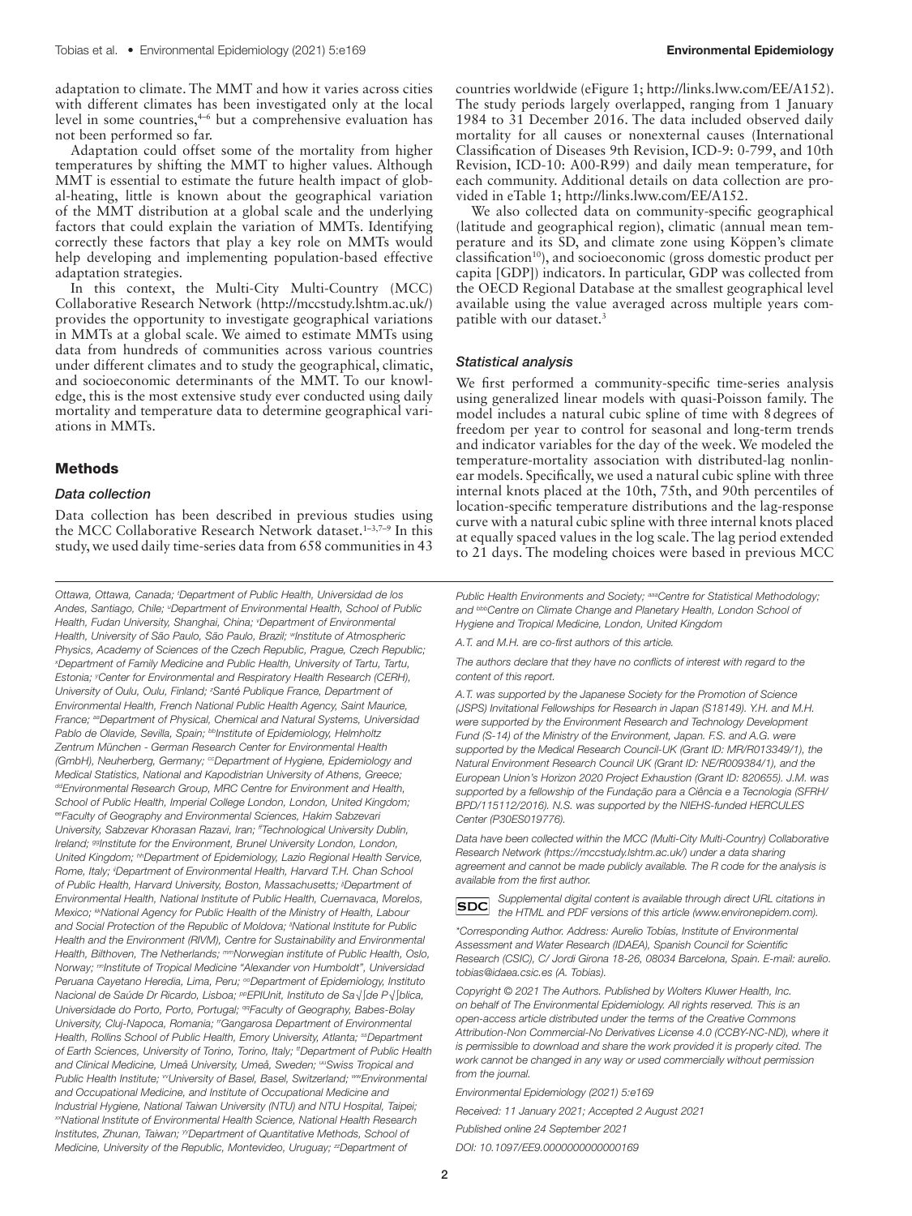adaptation to climate. The MMT and how it varies across cities with different climates has been investigated only at the local level in some countries,[4–6] but a comprehensive evaluation has not been performed so far.

Adaptation could offset some of the mortality from higher temperatures by shifting the MMT to higher values. Although MMT is essential to estimate the future health impact of global-heating, little is known about the geographical variation of the MMT distribution at a global scale and the underlying factors that could explain the variation of MMTs. Identifying correctly these factors that play a key role on MMTs would help developing and implementing population-based effective adaptation strategies.

In this context, the Multi-City Multi-Country (MCC) Collaborative Research Network (http://mccstudy.lshtm.ac.uk/) provides the opportunity to investigate geographical variations in MMTs at a global scale. We aimed to estimate MMTs using data from hundreds of communities across various countries under different climates and to study the geographical, climatic, and socioeconomic determinants of the MMT. To our knowledge, this is the most extensive study ever conducted using daily mortality and temperature data to determine geographical variations in MMTs.

## Methods

### Data collection

Data collection has been described in previous studies using the MCC Collaborative Research Network dataset.[1–3,7–9] In this study, we used daily time-series data from 658 communities in 43 countries worldwide (eFigure 1; http://links.lww.com/EE/A152). The study periods largely overlapped, ranging from 1 January 1984 to 31 December 2016. The data included observed daily mortality for all causes or nonexternal causes (International Classification of Diseases 9th Revision, ICD-9: 0-799, and 10th Revision, ICD-10: A00-R99) and daily mean temperature, for each community. Additional details on data collection are provided in eTable 1; http://links.lww.com/EE/A152.

We also collected data on community-specific geographical (latitude and geographical region), climatic (annual mean temperature and its SD, and climate zone using Köppen's climate classification[10]), and socioeconomic (gross domestic product per capita [GDP]) indicators. In particular, GDP was collected from the OECD Regional Database at the smallest geographical level available using the value averaged across multiple years compatible with our dataset.[3]

### Statistical analysis

We first performed a community-specific time-series analysis using generalized linear models with quasi-Poisson family. The model includes a natural cubic spline of time with 8 degrees of freedom per year to control for seasonal and long-term trends and indicator variables for the day of the week. We modeled the temperature-mortality association with distributed-lag nonlinear models. Specifically, we used a natural cubic spline with three internal knots placed at the 10th, 75th, and 90th percentiles of location-specific temperature distributions and the lag-response curve with a natural cubic spline with three internal knots placed at equally spaced values in the log scale. The lag period extended to 21 days. The modeling choices were based in previous MCC

*Ottawa, Ottawa, Canada; [t]Department of Public Health, Universidad de los Andes, Santiago, Chile; [u]Department of Environmental Health, School of Public Health, Fudan University, Shanghai, China; [v]Department of Environmental Health, University of São Paulo, São Paulo, Brazil; [w]Institute of Atmospheric Physics, Academy of Sciences of the Czech Republic, Prague, Czech Republic; [x]Department of Family Medicine and Public Health, University of Tartu, Tartu, Estonia; [y]Center for Environmental and Respiratory Health Research (CERH), University of Oulu, Oulu, Finland; [z]Santé Publique France, Department of Environmental Health, French National Public Health Agency, Saint Maurice, France; [aa]Department of Physical, Chemical and Natural Systems, Universidad Pablo de Olavide, Sevilla, Spain; [bb]Institute of Epidemiology, Helmholtz Zentrum München - German Research Center for Environmental Health (GmbH), Neuherberg, Germany; [cc]Department of Hygiene, Epidemiology and Medical Statistics, National and Kapodistrian University of Athens, Greece; [dd]Environmental Research Group, MRC Centre for Environment and Health, School of Public Health, Imperial College London, London, United Kingdom; [ee]Faculty of Geography and Environmental Sciences, Hakim Sabzevari University, Sabzevar Khorasan Razavi, Iran; [ff]Technological University Dublin, Ireland; [gg]Institute for the Environment, Brunel University London, London, United Kingdom; [hh]Department of Epidemiology, Lazio Regional Health Service, Rome, Italy; [ii]Department of Environmental Health, Harvard T.H. Chan School of Public Health, Harvard University, Boston, Massachusetts; [jj]Department of Environmental Health, National Institute of Public Health, Cuernavaca, Morelos, Mexico; [kk]National Agency for Public Health of the Ministry of Health, Labour and Social Protection of the Republic of Moldova; [ll]National Institute for Public Health and the Environment (RIVM), Centre for Sustainability and Environmental Health, Bilthoven, The Netherlands; [mm]Norwegian institute of Public Health, Oslo, Norway; [nn]Institute of Tropical Medicine "Alexander von Humboldt", Universidad Peruana Cayetano Heredia, Lima, Peru; [oo]Department of Epidemiology, Instituto Nacional de Saúde Dr Ricardo, Lisboa; [pp]EPIUnit, Instituto de Sa√∫de P√∫blica, Universidade do Porto, Porto, Portugal; [qq]Faculty of Geography, Babes-Bolay University, Cluj-Napoca, Romania; [rr]Gangarosa Department of Environmental Health, Rollins School of Public Health, Emory University, Atlanta; [ss]Department of Earth Sciences, University of Torino, Torino, Italy; [tt]Department of Public Health and Clinical Medicine, Umeå University, Umeå, Sweden; [uu]Swiss Tropical and Public Health Institute; [vv]University of Basel, Basel, Switzerland; [ww]Environmental and Occupational Medicine, and Institute of Occupational Medicine and Industrial Hygiene, National Taiwan University (NTU) and NTU Hospital, Taipei; [xx]National Institute of Environmental Health Science, National Health Research Institutes, Zhunan, Taiwan; [yy]Department of Quantitative Methods, School of Medicine, University of the Republic, Montevideo, Uruguay; [zz]Department of Public Health Environments and Society; [aaa]Centre for Statistical Methodology; and [bbb]Centre on Climate Change and Planetary Health, London School of Hygiene and Tropical Medicine, London, United Kingdom*

*A.T. and M.H. are co-first authors of this article.*

*The authors declare that they have no conflicts of interest with regard to the content of this report.*

*A.T. was supported by the Japanese Society for the Promotion of Science (JSPS) Invitational Fellowships for Research in Japan (S18149). Y.H. and M.H. were supported by the Environment Research and Technology Development Fund (S-14) of the Ministry of the Environment, Japan. F.S. and A.G. were supported by the Medical Research Council-UK (Grant ID: MR/R013349/1), the Natural Environment Research Council UK (Grant ID: NE/R009384/1), and the European Union's Horizon 2020 Project Exhaustion (Grant ID: 820655). J.M. was supported by a fellowship of the Fundação para a Ciência e a Tecnologia (SFRH/BPD/115112/2016). N.S. was supported by the NIEHS-funded HERCULES Center (P30ES019776).*

*Data have been collected within the MCC (Multi-City Multi-Country) Collaborative Research Network (https://mccstudy.lshtm.ac.uk/) under a data sharing agreement and cannot be made publicly available. The R code for the analysis is available from the first author.*

**SDC** *Supplemental digital content is available through direct URL citations in the HTML and PDF versions of this article (www.environepidem.com).*

*\*Corresponding Author. Address: Aurelio Tobías, Institute of Environmental Assessment and Water Research (IDAEA), Spanish Council for Scientific Research (CSIC), C/ Jordi Girona 18-26, 08034 Barcelona, Spain. E-mail: aurelio.tobias@idaea.csic.es (A. Tobías).*

*Copyright © 2021 The Authors. Published by Wolters Kluwer Health, Inc. on behalf of The Environmental Epidemiology. All rights reserved. This is an open-access article distributed under the terms of the Creative Commons Attribution-Non Commercial-No Derivatives License 4.0 (CCBY-NC-ND), where it is permissible to download and share the work provided it is properly cited. The work cannot be changed in any way or used commercially without permission from the journal.*

*Environmental Epidemiology (2021) 5:e169*

*Received: 11 January 2021; Accepted 2 August 2021*

*Published online 24 September 2021*

*DOI: 10.1097/EE9.0000000000000169*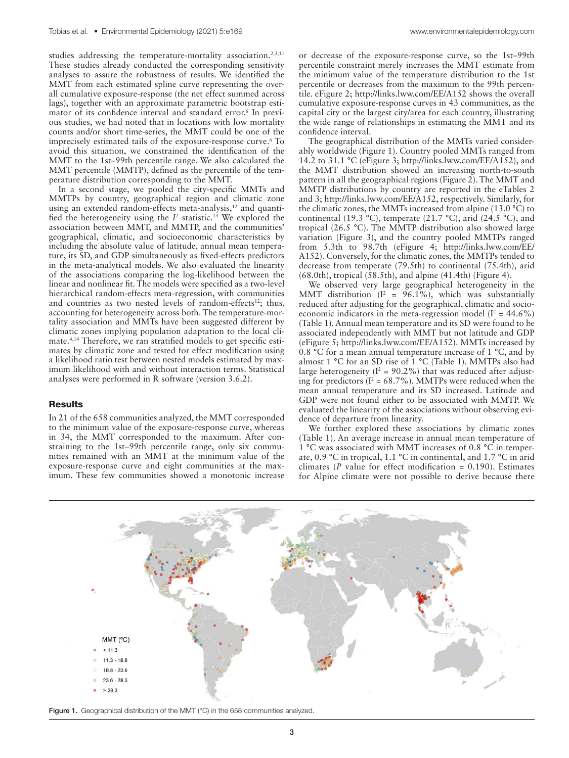studies addressing the temperature-mortality association.[2,3,11] These studies already conducted the corresponding sensitivity analyses to assure the robustness of results. We identified the MMT from each estimated spline curve representing the overall cumulative exposure-response (the net effect summed across lags), together with an approximate parametric bootstrap estimator of its confidence interval and standard error.[6] In previous studies, we had noted that in locations with low mortality counts and/or short time-series, the MMT could be one of the imprecisely estimated tails of the exposure-response curve.[6] To avoid this situation, we constrained the identification of the MMT to the 1st–99th percentile range. We also calculated the MMT percentile (MMTP), defined as the percentile of the temperature distribution corresponding to the MMT.

In a second stage, we pooled the city-specific MMTs and MMTPs by country, geographical region and climatic zone using an extended random-effects meta-analysis,[12] and quantified the heterogeneity using the $I^2$ statistic.[13] We explored the association between MMT, and MMTP, and the communities' geographical, climatic, and socioeconomic characteristics by including the absolute value of latitude, annual mean temperature, its SD, and GDP simultaneously as fixed-effects predictors in the meta-analytical models. We also evaluated the linearity of the associations comparing the log-likelihood between the linear and nonlinear fit. The models were specified as a two-level hierarchical random-effects meta-regression, with communities and countries as two nested levels of random-effects[12]; thus, accounting for heterogeneity across both. The temperature-mortality association and MMTs have been suggested different by climatic zones implying population adaptation to the local climate.[4,14] Therefore, we ran stratified models to get specific estimates by climatic zone and tested for effect modification using a likelihood ratio test between nested models estimated by maximum likelihood with and without interaction terms. Statistical analyses were performed in R software (version 3.6.2).

## Results

In 21 of the 658 communities analyzed, the MMT corresponded to the minimum value of the exposure-response curve, whereas in 34, the MMT corresponded to the maximum. After constraining to the 1st–99th percentile range, only six communities remained with an MMT at the minimum value of the exposure-response curve and eight communities at the maximum. These few communities showed a monotonic increase or decrease of the exposure-response curve, so the 1st–99th percentile constraint merely increases the MMT estimate from the minimum value of the temperature distribution to the 1st percentile or decreases from the maximum to the 99th percentile. eFigure 2; http://links.lww.com/EE/A152 shows the overall cumulative exposure-response curves in 43 communities, as the capital city or the largest city/area for each country, illustrating the wide range of relationships in estimating the MMT and its confidence interval.

The geographical distribution of the MMTs varied considerably worldwide (Figure 1). Country pooled MMTs ranged from 14.2 to 31.1 °C (eFigure 3; http://links.lww.com/EE/A152), and the MMT distribution showed an increasing north-to-south pattern in all the geographical regions (Figure 2). The MMT and MMTP distributions by country are reported in the eTables 2 and 3; http://links.lww.com/EE/A152, respectively. Similarly, for the climatic zones, the MMTs increased from alpine (13.0 °C) to continental (19.3 °C), temperate (21.7 °C), arid (24.5 °C), and tropical (26.5 °C). The MMTP distribution also showed large variation (Figure 3), and the country pooled MMTPs ranged from 5.3th to 98.7th (eFigure 4; http://links.lww.com/EE/A152). Conversely, for the climatic zones, the MMTPs tended to decrease from temperate (79.5th) to continental (75.4th), arid (68.0th), tropical (58.5th), and alpine (41.4th) (Figure 4).

We observed very large geographical heterogeneity in the MMT distribution ($I^2$ = 96.1%), which was substantially reduced after adjusting for the geographical, climatic and socioeconomic indicators in the meta-regression model ($I^2$ = 44.6%) (Table 1). Annual mean temperature and its SD were found to be associated independently with MMT but not latitude and GDP (eFigure 5; http://links.lww.com/EE/A152). MMTs increased by 0.8 °C for a mean annual temperature increase of 1 °C, and by almost 1 °C for an SD rise of 1 °C (Table 1). MMTPs also had large heterogeneity ($I^2$ = 90.2%) that was reduced after adjusting for predictors ($I^2$ = 68.7%). MMTPs were reduced when the mean annual temperature and its SD increased. Latitude and GDP were not found either to be associated with MMTP. We evaluated the linearity of the associations without observing evidence of departure from linearity.

We further explored these associations by climatic zones (Table 1). An average increase in annual mean temperature of 1 °C was associated with MMT increases of 0.8 °C in temperate, 0.9 °C in tropical, 1.1 °C in continental, and 1.7 °C in arid climates (*P* value for effect modification = 0.190). Estimates for Alpine climate were not possible to derive because there

**Figure 1.** Geographical distribution of the MMT (°C) in the 658 communities analyzed.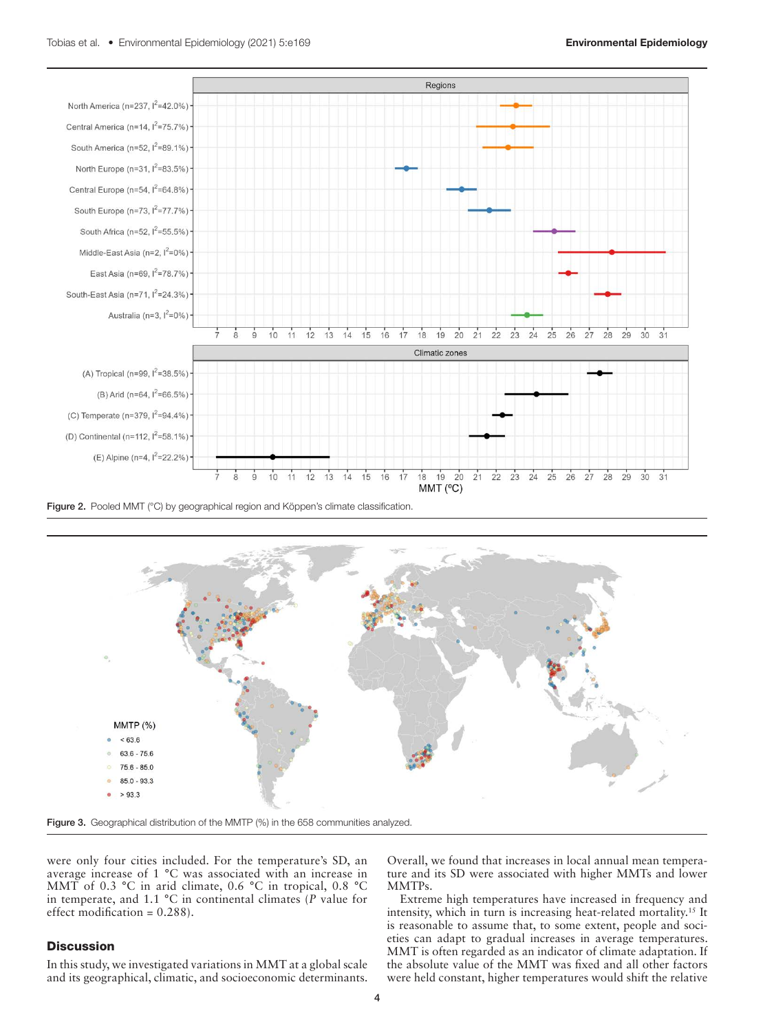Figure 2. Pooled MMT (°C) by geographical region and Köppen's climate classification.

Figure 3. Geographical distribution of the MMTP (%) in the 658 communities analyzed.

were only four cities included. For the temperature's SD, an average increase of 1 °C was associated with an increase in MMT of 0.3 °C in arid climate, 0.6 °C in tropical, 0.8 °C in temperate, and 1.1 °C in continental climates (*P* value for effect modification = 0.288).

## Discussion

In this study, we investigated variations in MMT at a global scale and its geographical, climatic, and socioeconomic determinants. Overall, we found that increases in local annual mean temperature and its SD were associated with higher MMTs and lower MMTPs.

Extreme high temperatures have increased in frequency and intensity, which in turn is increasing heat-related mortality.[15] It is reasonable to assume that, to some extent, people and societies can adapt to gradual increases in average temperatures. MMT is often regarded as an indicator of climate adaptation. If the absolute value of the MMT was fixed and all other factors were held constant, higher temperatures would shift the relative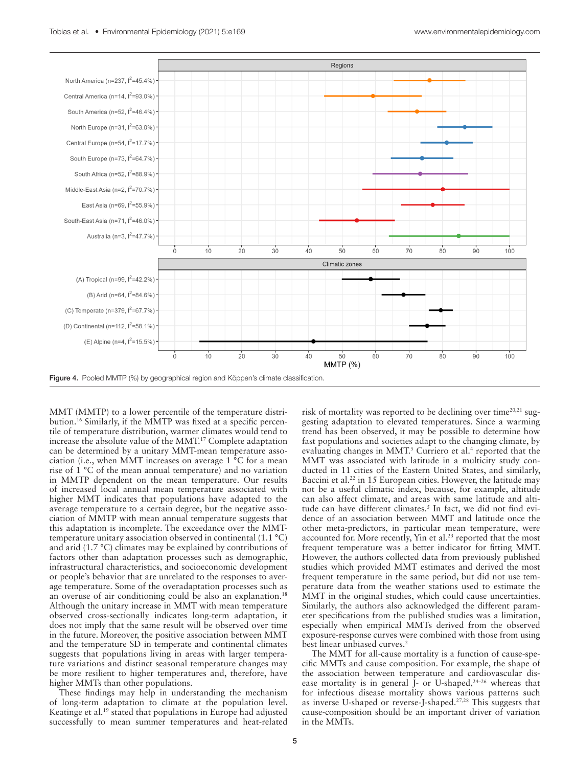Figure 4. Pooled MMTP (%) by geographical region and Köppen's climate classification.

MMT (MMTP) to a lower percentile of the temperature distribution.[16] Similarly, if the MMTP was fixed at a specific percentile of temperature distribution, warmer climates would tend to increase the absolute value of the MMT.[17] Complete adaptation can be determined by a unitary MMT-mean temperature association (i.e., when MMT increases on average 1 °C for a mean rise of 1 °C of the mean annual temperature) and no variation in MMTP dependent on the mean temperature. Our results of increased local annual mean temperature associated with higher MMT indicates that populations have adapted to the average temperature to a certain degree, but the negative association of MMTP with mean annual temperature suggests that this adaptation is incomplete. The exceedance over the MMT-temperature unitary association observed in continental (1.1 °C) and arid (1.7 °C) climates may be explained by contributions of factors other than adaptation processes such as demographic, infrastructural characteristics, and socioeconomic development or people's behavior that are unrelated to the responses to average temperature. Some of the overadaptation processes such as an overuse of air conditioning could be also an explanation.[18] Although the unitary increase in MMT with mean temperature observed cross-sectionally indicates long-term adaptation, it does not imply that the same result will be observed over time in the future. Moreover, the positive association between MMT and the temperature SD in temperate and continental climates suggests that populations living in areas with larger temperature variations and distinct seasonal temperature changes may be more resilient to higher temperatures and, therefore, have higher MMTs than other populations.

These findings may help in understanding the mechanism of long-term adaptation to climate at the population level. Keatinge et al.[19] stated that populations in Europe had adjusted successfully to mean summer temperatures and heat-related risk of mortality was reported to be declining over time[20,21] suggesting adaptation to elevated temperatures. Since a warming trend has been observed, it may be possible to determine how fast populations and societies adapt to the changing climate, by evaluating changes in MMT.[5] Curriero et al.[4] reported that the MMT was associated with latitude in a multicity study conducted in 11 cities of the Eastern United States, and similarly, Baccini et al.[22] in 15 European cities. However, the latitude may not be a useful climatic index, because, for example, altitude can also affect climate, and areas with same latitude and altitude can have different climates.[5] In fact, we did not find evidence of an association between MMT and latitude once the other meta-predictors, in particular mean temperature, were accounted for. More recently, Yin et al.[23] reported that the most frequent temperature was a better indicator for fitting MMT. However, the authors collected data from previously published studies which provided MMT estimates and derived the most frequent temperature in the same period, but did not use temperature data from the weather stations used to estimate the MMT in the original studies, which could cause uncertainties. Similarly, the authors also acknowledged the different parameter specifications from the published studies was a limitation, especially when empirical MMTs derived from the observed exposure-response curves were combined with those from using best linear unbiased curves.[2]

The MMT for all-cause mortality is a function of cause-specific MMTs and cause composition. For example, the shape of the association between temperature and cardiovascular disease mortality is in general J- or U-shaped,[24–26] whereas that for infectious disease mortality shows various patterns such as inverse U-shaped or reverse-J-shaped.[27,28] This suggests that cause-composition should be an important driver of variation in the MMTs.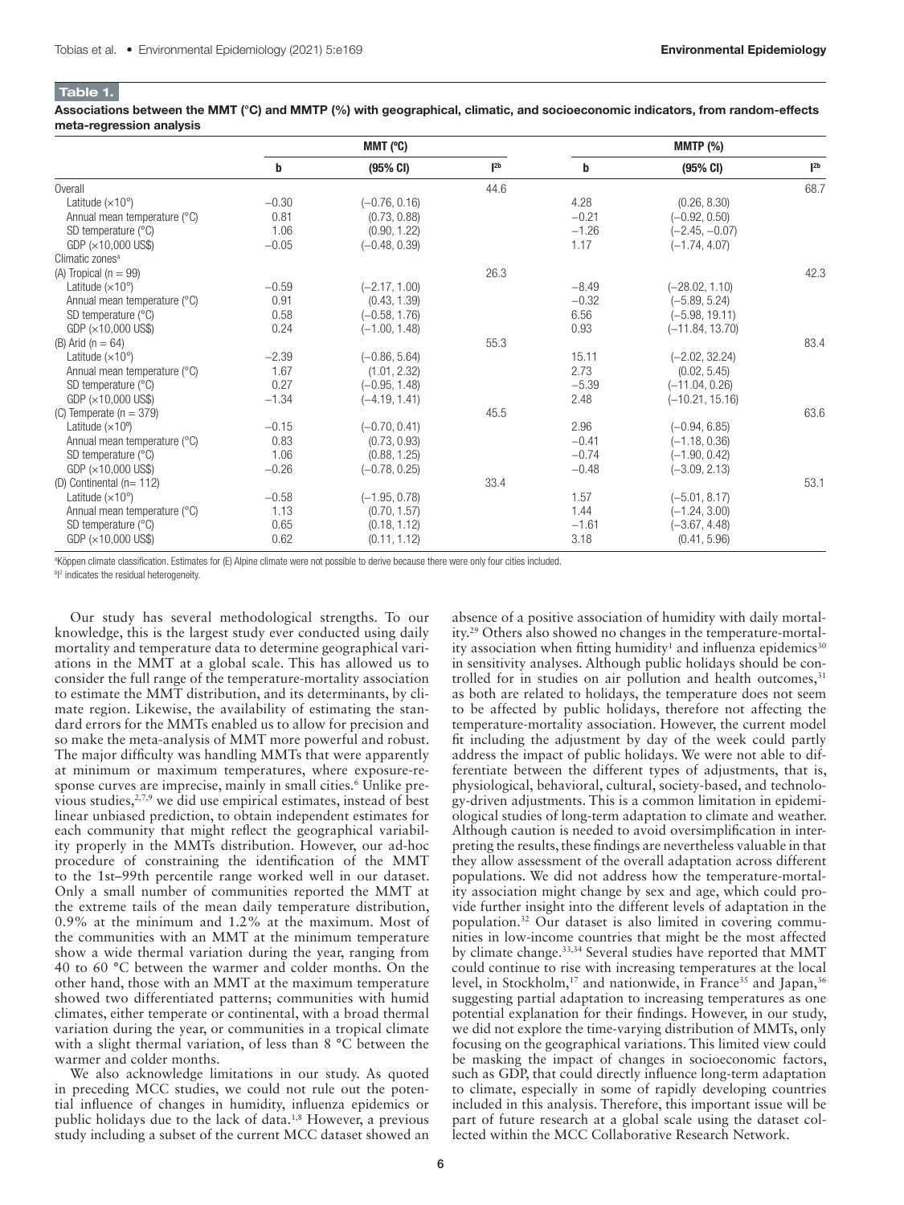**Table 1.**

**Associations between the MMT (°C) and MMTP (%) with geographical, climatic, and socioeconomic indicators, from random-effects meta-regression analysis**

| | MMT (ºC) | | | MMTP (%) | | |
|---|---|---|---|---|---|---|
| | b | (95% CI) | $I^2$[b] | b | (95% CI) | $I^2$[b] |
| Overall | | | 44.6 | | | 68.7 |
| Latitude (×10°) | −0.30 | (−0.76, 0.16) | | 4.28 | (0.26, 8.30) | |
| Annual mean temperature (°C) | 0.81 | (0.73, 0.88) | | −0.21 | (−0.92, 0.50) | |
| SD temperature (°C) | 1.06 | (0.90, 1.22) | | −1.26 | (−2.45, −0.07) | |
| GDP (×10,000 US$) | −0.05 | (−0.48, 0.39) | | 1.17 | (−1.74, 4.07) | |
| Climatic zones[a] | | | | | | |
| (A) Tropical (n = 99) | | | 26.3 | | | 42.3 |
| Latitude (×10°) | −0.59 | (−2.17, 1.00) | | −8.49 | (−28.02, 1.10) | |
| Annual mean temperature (°C) | 0.91 | (0.43, 1.39) | | −0.32 | (−5.89, 5.24) | |
| SD temperature (°C) | 0.58 | (−0.58, 1.76) | | 6.56 | (−5.98, 19.11) | |
| GDP (×10,000 US$) | 0.24 | (−1.00, 1.48) | | 0.93 | (−11.84, 13.70) | |
| (B) Arid (n = 64) | | | 55.3 | | | 83.4 |
| Latitude (×10°) | −2.39 | (−0.86, 5.64) | | 15.11 | (−2.02, 32.24) | |
| Annual mean temperature (°C) | 1.67 | (1.01, 2.32) | | 2.73 | (0.02, 5.45) | |
| SD temperature (°C) | 0.27 | (−0.95, 1.48) | | −5.39 | (−11.04, 0.26) | |
| GDP (×10,000 US$) | −1.34 | (−4.19, 1.41) | | 2.48 | (−10.21, 15.16) | |
| (C) Temperate (n = 379) | | | 45.5 | | | 63.6 |
| Latitude (×10º) | −0.15 | (−0.70, 0.41) | | 2.96 | (−0.94, 6.85) | |
| Annual mean temperature (°C) | 0.83 | (0.73, 0.93) | | −0.41 | (−1.18, 0.36) | |
| SD temperature (°C) | 1.06 | (0.88, 1.25) | | −0.74 | (−1.90, 0.42) | |
| GDP (×10,000 US$) | −0.26 | (−0.78, 0.25) | | −0.48 | (−3.09, 2.13) | |
| (D) Continental (n= 112) | | | 33.4 | | | 53.1 |
| Latitude (×10°) | −0.58 | (−1.95, 0.78) | | 1.57 | (−5.01, 8.17) | |
| Annual mean temperature (°C) | 1.13 | (0.70, 1.57) | | 1.44 | (−1.24, 3.00) | |
| SD temperature (°C) | 0.65 | (0.18, 1.12) | | −1.61 | (−3.67, 4.48) | |
| GDP (×10,000 US$) | 0.62 | (0.11, 1.12) | | 3.18 | (0.41, 5.96) | |

[a]Köppen climate classification. Estimates for (E) Alpine climate were not possible to derive because there were only four cities included.

[b]$I^2$ indicates the residual heterogeneity.

Our study has several methodological strengths. To our knowledge, this is the largest study ever conducted using daily mortality and temperature data to determine geographical variations in the MMT at a global scale. This has allowed us to consider the full range of the temperature-mortality association to estimate the MMT distribution, and its determinants, by climate region. Likewise, the availability of estimating the standard errors for the MMTs enabled us to allow for precision and so make the meta-analysis of MMT more powerful and robust. The major difficulty was handling MMTs that were apparently at minimum or maximum temperatures, where exposure-response curves are imprecise, mainly in small cities.[6] Unlike previous studies,[2,7,9] we did use empirical estimates, instead of best linear unbiased prediction, to obtain independent estimates for each community that might reflect the geographical variability properly in the MMTs distribution. However, our ad-hoc procedure of constraining the identification of the MMT to the 1st–99th percentile range worked well in our dataset. Only a small number of communities reported the MMT at the extreme tails of the mean daily temperature distribution, 0.9% at the minimum and 1.2% at the maximum. Most of the communities with an MMT at the minimum temperature show a wide thermal variation during the year, ranging from 40 to 60 °C between the warmer and colder months. On the other hand, those with an MMT at the maximum temperature showed two differentiated patterns; communities with humid climates, either temperate or continental, with a broad thermal variation during the year, or communities in a tropical climate with a slight thermal variation, of less than 8 °C between the warmer and colder months.

We also acknowledge limitations in our study. As quoted in preceding MCC studies, we could not rule out the potential influence of changes in humidity, influenza epidemics or public holidays due to the lack of data.[1,8] However, a previous study including a subset of the current MCC dataset showed an absence of a positive association of humidity with daily mortality.[29] Others also showed no changes in the temperature-mortality association when fitting humidity[1] and influenza epidemics[30] in sensitivity analyses. Although public holidays should be controlled for in studies on air pollution and health outcomes,[31] as both are related to holidays, the temperature does not seem to be affected by public holidays, therefore not affecting the temperature-mortality association. However, the current model fit including the adjustment by day of the week could partly address the impact of public holidays. We were not able to differentiate between the different types of adjustments, that is, physiological, behavioral, cultural, society-based, and technology-driven adjustments. This is a common limitation in epidemiological studies of long-term adaptation to climate and weather. Although caution is needed to avoid oversimplification in interpreting the results, these findings are nevertheless valuable in that they allow assessment of the overall adaptation across different populations. We did not address how the temperature-mortality association might change by sex and age, which could provide further insight into the different levels of adaptation in the population.[32] Our dataset is also limited in covering communities in low-income countries that might be the most affected by climate change.[33,34] Several studies have reported that MMT could continue to rise with increasing temperatures at the local level, in Stockholm,[17] and nationwide, in France[35] and Japan,[36] suggesting partial adaptation to increasing temperatures as one potential explanation for their findings. However, in our study, we did not explore the time-varying distribution of MMTs, only focusing on the geographical variations. This limited view could be masking the impact of changes in socioeconomic factors, such as GDP, that could directly influence long-term adaptation to climate, especially in some of rapidly developing countries included in this analysis. Therefore, this important issue will be part of future research at a global scale using the dataset collected within the MCC Collaborative Research Network.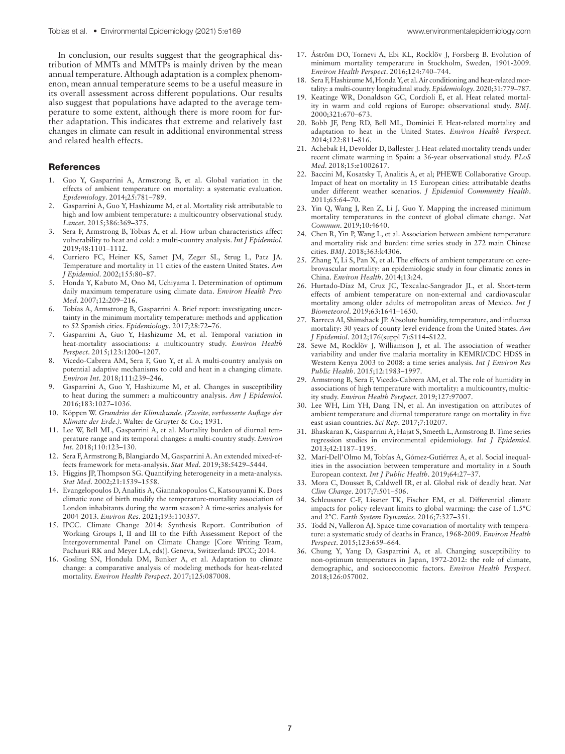In conclusion, our results suggest that the geographical distribution of MMTs and MMTPs is mainly driven by the mean annual temperature. Although adaptation is a complex phenomenon, mean annual temperature seems to be a useful measure in its overall assessment across different populations. Our results also suggest that populations have adapted to the average temperature to some extent, although there is more room for further adaptation. This indicates that extreme and relatively fast changes in climate can result in additional environmental stress and related health effects.

## References

1. Guo Y, Gasparrini A, Armstrong B, et al. Global variation in the effects of ambient temperature on mortality: a systematic evaluation. *Epidemiology*. 2014;25:781–789.
2. Gasparrini A, Guo Y, Hashizume M, et al. Mortality risk attributable to high and low ambient temperature: a multicountry observational study. *Lancet*. 2015;386:369–375.
3. Sera F, Armstrong B, Tobias A, et al. How urban characteristics affect vulnerability to heat and cold: a multi-country analysis. *Int J Epidemiol*. 2019;48:1101–1112.
4. Curriero FC, Heiner KS, Samet JM, Zeger SL, Strug L, Patz JA. Temperature and mortality in 11 cities of the eastern United States. *Am J Epidemiol*. 2002;155:80–87.
5. Honda Y, Kabuto M, Ono M, Uchiyama I. Determination of optimum daily maximum temperature using climate data. *Environ Health Prev Med*. 2007;12:209–216.
6. Tobías A, Armstrong B, Gasparrini A. Brief report: investigating uncertainty in the minimum mortality temperature: methods and application to 52 Spanish cities. *Epidemiology*. 2017;28:72–76.
7. Gasparrini A, Guo Y, Hashizume M, et al. Temporal variation in heat-mortality associations: a multicountry study. *Environ Health Perspect*. 2015;123:1200–1207.
8. Vicedo-Cabrera AM, Sera F, Guo Y, et al. A multi-country analysis on potential adaptive mechanisms to cold and heat in a changing climate. *Environ Int*. 2018;111:239–246.
9. Gasparrini A, Guo Y, Hashizume M, et al. Changes in susceptibility to heat during the summer: a multicountry analysis. *Am J Epidemiol*. 2016;183:1027–1036.
10. Köppen W. *Grundriss der Klimakunde. (Zweite, verbesserte Auflage der Klimate der Erde.)*. Walter de Gruyter & Co.; 1931.
11. Lee W, Bell ML, Gasparrini A, et al. Mortality burden of diurnal temperature range and its temporal changes: a multi-country study. *Environ Int*. 2018;110:123–130.
12. Sera F, Armstrong B, Blangiardo M, Gasparrini A. An extended mixed-effects framework for meta-analysis. *Stat Med*. 2019;38:5429–5444.
13. Higgins JP, Thompson SG. Quantifying heterogeneity in a meta-analysis. *Stat Med*. 2002;21:1539–1558.
14. Evangelopoulos D, Analitis A, Giannakopoulos C, Katsouyanni K. Does climatic zone of birth modify the temperature-mortality association of London inhabitants during the warm season? A time-series analysis for 2004-2013. *Environ Res*. 2021;193:110357.
15. IPCC. Climate Change 2014: Synthesis Report. Contribution of Working Groups I, II and III to the Fifth Assessment Report of the Intergovernmental Panel on Climate Change [Core Writing Team, Pachauri RK and Meyer LA, eds)]. Geneva, Switzerland: IPCC; 2014.
16. Gosling SN, Hondula DM, Bunker A, et al. Adaptation to climate change: a comparative analysis of modeling methods for heat-related mortality. *Environ Health Perspect*. 2017;125:087008.
17. Åström DO, Tornevi A, Ebi KL, Rocklöv J, Forsberg B. Evolution of minimum mortality temperature in Stockholm, Sweden, 1901-2009. *Environ Health Perspect*. 2016;124:740–744.
18. Sera F, Hashizume M, Honda Y, et al. Air conditioning and heat-related mortality: a multi-country longitudinal study. *Epidemiology*. 2020;31:779–787.
19. Keatinge WR, Donaldson GC, Cordioli E, et al. Heat related mortality in warm and cold regions of Europe: observational study. *BMJ*. 2000;321:670–673.
20. Bobb JF, Peng RD, Bell ML, Dominici F. Heat-related mortality and adaptation to heat in the United States. *Environ Health Perspect*. 2014;122:811–816.
21. Achebak H, Devolder D, Ballester J. Heat-related mortality trends under recent climate warming in Spain: a 36-year observational study. *PLoS Med*. 2018;15:e1002617.
22. Baccini M, Kosatsky T, Analitis A, et al; PHEWE Collaborative Group. Impact of heat on mortality in 15 European cities: attributable deaths under different weather scenarios. *J Epidemiol Community Health*. 2011;65:64–70.
23. Yin Q, Wang J, Ren Z, Li J, Guo Y. Mapping the increased minimum mortality temperatures in the context of global climate change. *Nat Commun*. 2019;10:4640.
24. Chen R, Yin P, Wang L, et al. Association between ambient temperature and mortality risk and burden: time series study in 272 main Chinese cities. *BMJ*. 2018;363:k4306.
25. Zhang Y, Li S, Pan X, et al. The effects of ambient temperature on cerebrovascular mortality: an epidemiologic study in four climatic zones in China. *Environ Health*. 2014;13:24.
26. Hurtado-Díaz M, Cruz JC, Texcalac-Sangrador JL, et al. Short-term effects of ambient temperature on non-external and cardiovascular mortality among older adults of metropolitan areas of Mexico. *Int J Biometeorol*. 2019;63:1641–1650.
27. Barreca AI, Shimshack JP. Absolute humidity, temperature, and influenza mortality: 30 years of county-level evidence from the United States. *Am J Epidemiol*. 2012;176(suppl 7):S114–S122.
28. Sewe M, Rocklöv J, Williamson J, et al. The association of weather variability and under five malaria mortality in KEMRI/CDC HDSS in Western Kenya 2003 to 2008: a time series analysis. *Int J Environ Res Public Health*. 2015;12:1983–1997.
29. Armstrong B, Sera F, Vicedo-Cabrera AM, et al. The role of humidity in associations of high temperature with mortality: a multicountry, multicity study. *Environ Health Perspect*. 2019;127:97007.
30. Lee WH, Lim YH, Dang TN, et al. An investigation on attributes of ambient temperature and diurnal temperature range on mortality in five east-asian countries. *Sci Rep*. 2017;7:10207.
31. Bhaskaran K, Gasparrini A, Hajat S, Smeeth L, Armstrong B. Time series regression studies in environmental epidemiology. *Int J Epidemiol*. 2013;42:1187–1195.
32. Marí-Dell'Olmo M, Tobías A, Gómez-Gutiérrez A, et al. Social inequalities in the association between temperature and mortality in a South European context. *Int J Public Health*. 2019;64:27–37.
33. Mora C, Dousset B, Caldwell IR, et al. Global risk of deadly heat. *Nat Clim Change*. 2017;7:501–506.
34. Schleussner C-F, Lissner TK, Fischer EM, et al. Differential climate impacts for policy-relevant limits to global warming: the case of 1.5°C and 2°C. *Earth System Dynamics*. 2016;7:327–351.
35. Todd N, Valleron AJ. Space-time covariation of mortality with temperature: a systematic study of deaths in France, 1968-2009. *Environ Health Perspect*. 2015;123:659–664.
36. Chung Y, Yang D, Gasparrini A, et al. Changing susceptibility to non-optimum temperatures in Japan, 1972-2012: the role of climate, demographic, and socioeconomic factors. *Environ Health Perspect*. 2018;126:057002.